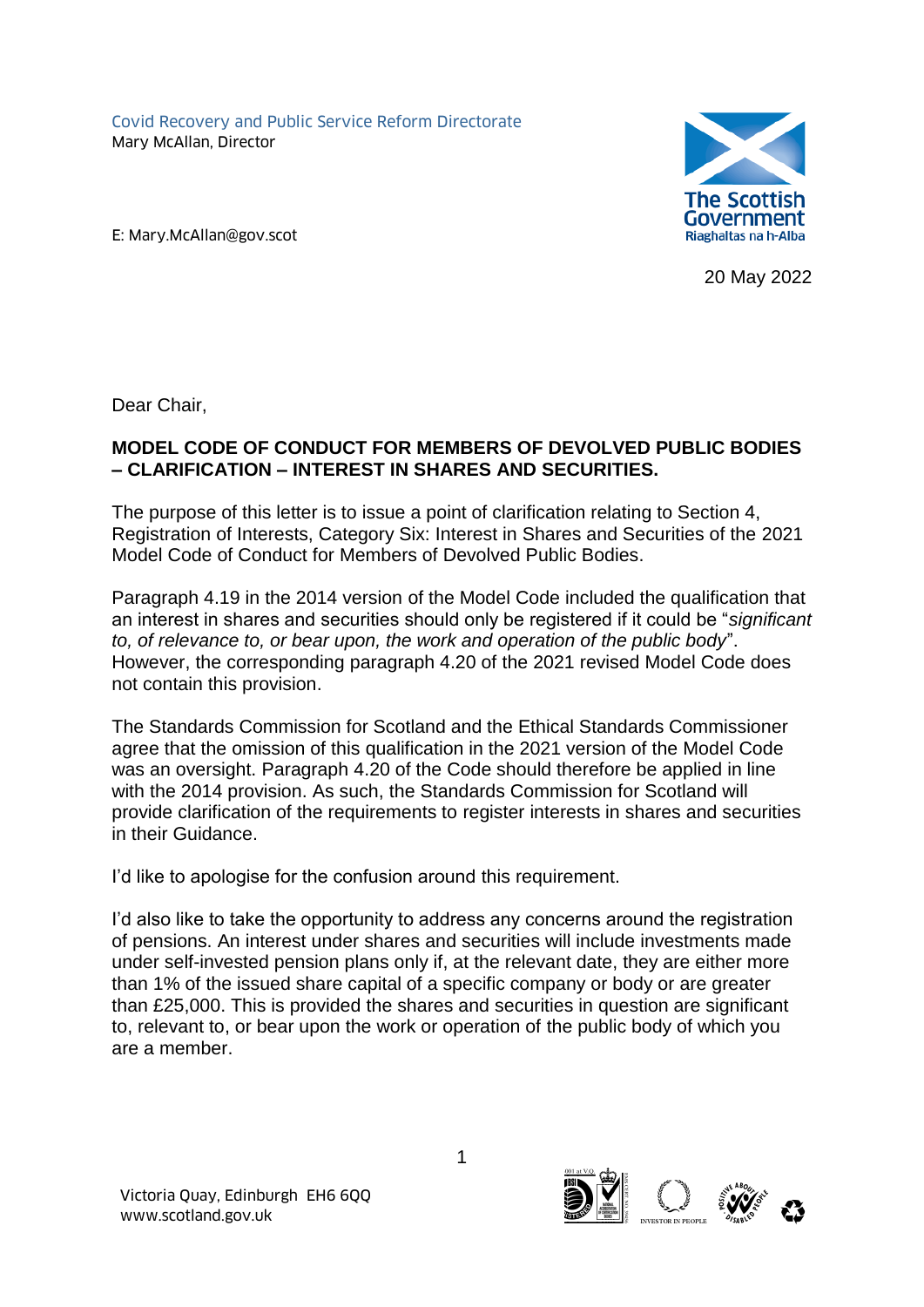Covid Recovery and Public Service Reform Directorate
Mary McAllan, Director

E: Mary.McAllan@gov.scot

The Scottish Government
Riaghaltas na h-Alba

20 May 2022

Dear Chair,

**MODEL CODE OF CONDUCT FOR MEMBERS OF DEVOLVED PUBLIC BODIES – CLARIFICATION – INTEREST IN SHARES AND SECURITIES.**

The purpose of this letter is to issue a point of clarification relating to Section 4, Registration of Interests, Category Six: Interest in Shares and Securities of the 2021 Model Code of Conduct for Members of Devolved Public Bodies.

Paragraph 4.19 in the 2014 version of the Model Code included the qualification that an interest in shares and securities should only be registered if it could be "*significant to, of relevance to, or bear upon, the work and operation of the public body*". However, the corresponding paragraph 4.20 of the 2021 revised Model Code does not contain this provision.

The Standards Commission for Scotland and the Ethical Standards Commissioner agree that the omission of this qualification in the 2021 version of the Model Code was an oversight. Paragraph 4.20 of the Code should therefore be applied in line with the 2014 provision. As such, the Standards Commission for Scotland will provide clarification of the requirements to register interests in shares and securities in their Guidance.

I'd like to apologise for the confusion around this requirement.

I'd also like to take the opportunity to address any concerns around the registration of pensions. An interest under shares and securities will include investments made under self-invested pension plans only if, at the relevant date, they are either more than 1% of the issued share capital of a specific company or body or are greater than £25,000. This is provided the shares and securities in question are significant to, relevant to, or bear upon the work or operation of the public body of which you are a member.

Victoria Quay, Edinburgh EH6 6QQ
www.scotland.gov.uk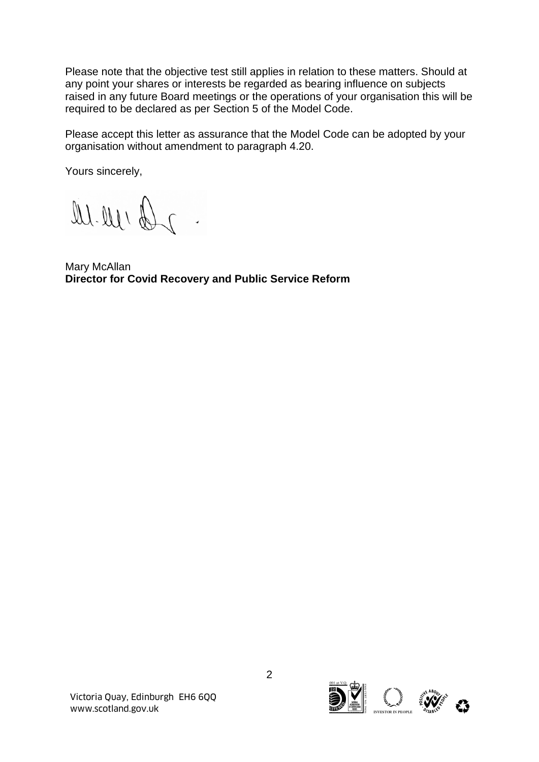Please note that the objective test still applies in relation to these matters. Should at any point your shares or interests be regarded as bearing influence on subjects raised in any future Board meetings or the operations of your organisation this will be required to be declared as per Section 5 of the Model Code.

Please accept this letter as assurance that the Model Code can be adopted by your organisation without amendment to paragraph 4.20.

Yours sincerely,

Mary McAllan
**Director for Covid Recovery and Public Service Reform**

Victoria Quay, Edinburgh EH6 6QQ
www.scotland.gov.uk